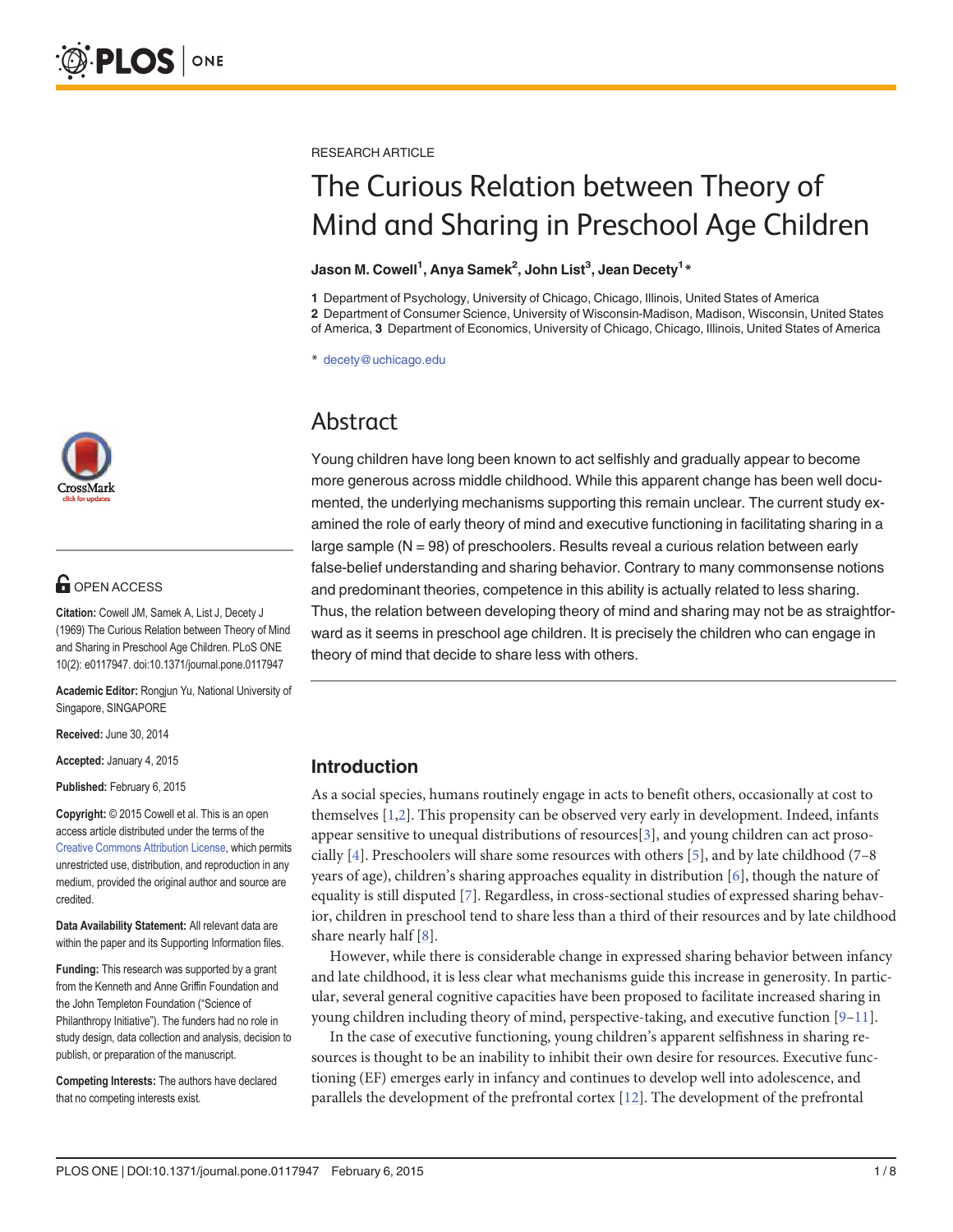RESEARCH ARTICLE

# The Curious Relation between Theory of Mind and Sharing in Preschool Age Children

**Jason M. Cowell[1], Anya Samek[2], John List[3], Jean Decety[1]***

**1** Department of Psychology, University of Chicago, Chicago, Illinois, United States of America
**2** Department of Consumer Science, University of Wisconsin-Madison, Madison, Wisconsin, United States of America, **3** Department of Economics, University of Chicago, Chicago, Illinois, United States of America

* decety@uchicago.edu

OPEN ACCESS

**Citation:** Cowell JM, Samek A, List J, Decety J (1969) The Curious Relation between Theory of Mind and Sharing in Preschool Age Children. PLoS ONE 10(2): e0117947. doi:10.1371/journal.pone.0117947

**Academic Editor:** Rongjun Yu, National University of Singapore, SINGAPORE

**Received:** June 30, 2014

**Accepted:** January 4, 2015

**Published:** February 6, 2015

**Copyright:** © 2015 Cowell et al. This is an open access article distributed under the terms of the Creative Commons Attribution License, which permits unrestricted use, distribution, and reproduction in any medium, provided the original author and source are credited.

**Data Availability Statement:** All relevant data are within the paper and its Supporting Information files.

**Funding:** This research was supported by a grant from the Kenneth and Anne Griffin Foundation and the John Templeton Foundation ("Science of Philanthropy Initiative"). The funders had no role in study design, data collection and analysis, decision to publish, or preparation of the manuscript.

**Competing Interests:** The authors have declared that no competing interests exist.

## Abstract

Young children have long been known to act selfishly and gradually appear to become more generous across middle childhood. While this apparent change has been well documented, the underlying mechanisms supporting this remain unclear. The current study examined the role of early theory of mind and executive functioning in facilitating sharing in a large sample (N = 98) of preschoolers. Results reveal a curious relation between early false-belief understanding and sharing behavior. Contrary to many commonsense notions and predominant theories, competence in this ability is actually related to less sharing. Thus, the relation between developing theory of mind and sharing may not be as straightforward as it seems in preschool age children. It is precisely the children who can engage in theory of mind that decide to share less with others.

## Introduction

As a social species, humans routinely engage in acts to benefit others, occasionally at cost to themselves [1,2]. This propensity can be observed very early in development. Indeed, infants appear sensitive to unequal distributions of resources[3], and young children can act prosocially [4]. Preschoolers will share some resources with others [5], and by late childhood (7–8 years of age), children's sharing approaches equality in distribution [6], though the nature of equality is still disputed [7]. Regardless, in cross-sectional studies of expressed sharing behavior, children in preschool tend to share less than a third of their resources and by late childhood share nearly half [8].

However, while there is considerable change in expressed sharing behavior between infancy and late childhood, it is less clear what mechanisms guide this increase in generosity. In particular, several general cognitive capacities have been proposed to facilitate increased sharing in young children including theory of mind, perspective-taking, and executive function [9–11].

In the case of executive functioning, young children's apparent selfishness in sharing resources is thought to be an inability to inhibit their own desire for resources. Executive functioning (EF) emerges early in infancy and continues to develop well into adolescence, and parallels the development of the prefrontal cortex [12]. The development of the prefrontal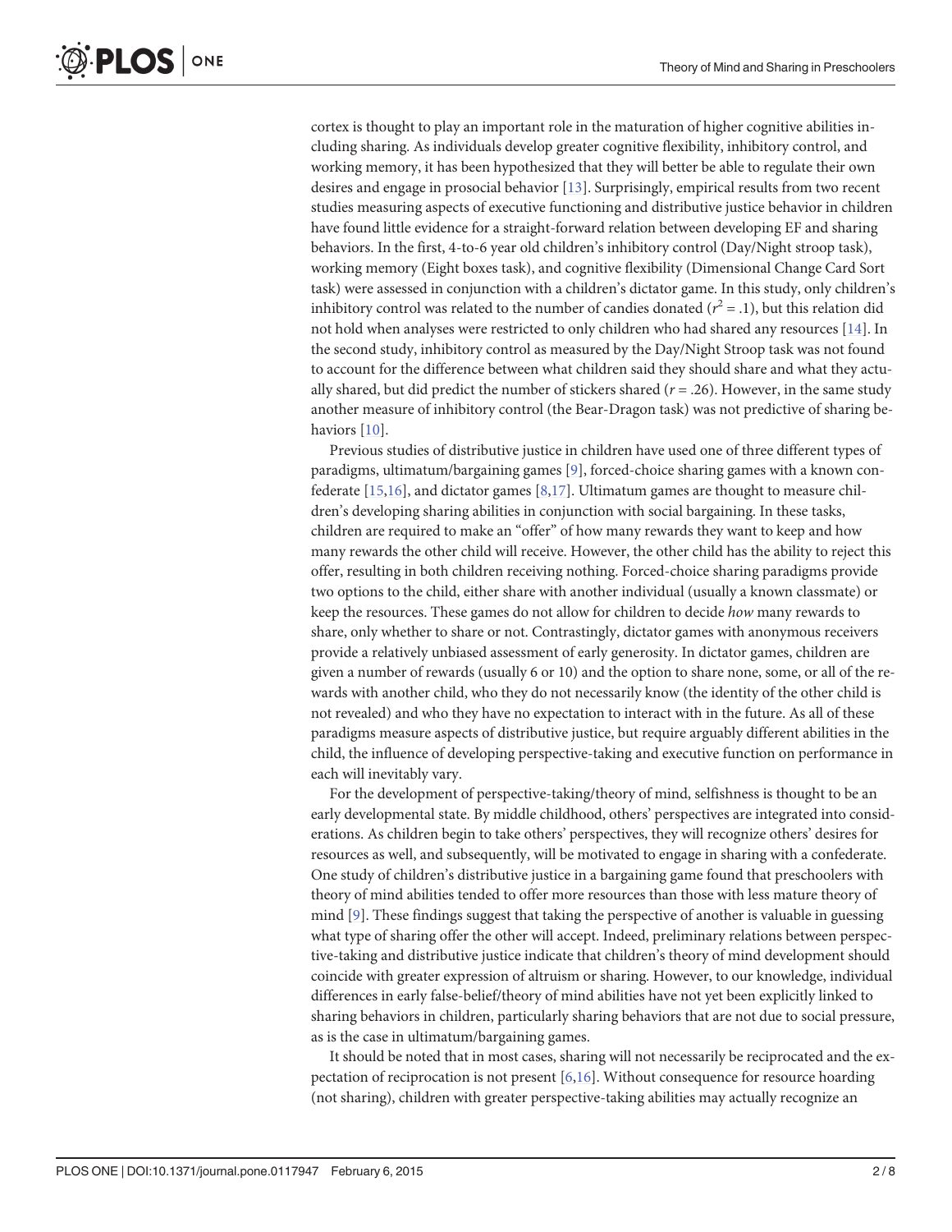cortex is thought to play an important role in the maturation of higher cognitive abilities including sharing. As individuals develop greater cognitive flexibility, inhibitory control, and working memory, it has been hypothesized that they will better be able to regulate their own desires and engage in prosocial behavior [13]. Surprisingly, empirical results from two recent studies measuring aspects of executive functioning and distributive justice behavior in children have found little evidence for a straight-forward relation between developing EF and sharing behaviors. In the first, 4-to-6 year old children's inhibitory control (Day/Night stroop task), working memory (Eight boxes task), and cognitive flexibility (Dimensional Change Card Sort task) were assessed in conjunction with a children's dictator game. In this study, only children's inhibitory control was related to the number of candies donated ($r^2 = .1$), but this relation did not hold when analyses were restricted to only children who had shared any resources [14]. In the second study, inhibitory control as measured by the Day/Night Stroop task was not found to account for the difference between what children said they should share and what they actually shared, but did predict the number of stickers shared ($r = .26$). However, in the same study another measure of inhibitory control (the Bear-Dragon task) was not predictive of sharing behaviors [10].

Previous studies of distributive justice in children have used one of three different types of paradigms, ultimatum/bargaining games [9], forced-choice sharing games with a known confederate [15,16], and dictator games [8,17]. Ultimatum games are thought to measure children's developing sharing abilities in conjunction with social bargaining. In these tasks, children are required to make an "offer" of how many rewards they want to keep and how many rewards the other child will receive. However, the other child has the ability to reject this offer, resulting in both children receiving nothing. Forced-choice sharing paradigms provide two options to the child, either share with another individual (usually a known classmate) or keep the resources. These games do not allow for children to decide *how* many rewards to share, only whether to share or not. Contrastingly, dictator games with anonymous receivers provide a relatively unbiased assessment of early generosity. In dictator games, children are given a number of rewards (usually 6 or 10) and the option to share none, some, or all of the rewards with another child, who they do not necessarily know (the identity of the other child is not revealed) and who they have no expectation to interact with in the future. As all of these paradigms measure aspects of distributive justice, but require arguably different abilities in the child, the influence of developing perspective-taking and executive function on performance in each will inevitably vary.

For the development of perspective-taking/theory of mind, selfishness is thought to be an early developmental state. By middle childhood, others' perspectives are integrated into considerations. As children begin to take others' perspectives, they will recognize others' desires for resources as well, and subsequently, will be motivated to engage in sharing with a confederate. One study of children's distributive justice in a bargaining game found that preschoolers with theory of mind abilities tended to offer more resources than those with less mature theory of mind [9]. These findings suggest that taking the perspective of another is valuable in guessing what type of sharing offer the other will accept. Indeed, preliminary relations between perspective-taking and distributive justice indicate that children's theory of mind development should coincide with greater expression of altruism or sharing. However, to our knowledge, individual differences in early false-belief/theory of mind abilities have not yet been explicitly linked to sharing behaviors in children, particularly sharing behaviors that are not due to social pressure, as is the case in ultimatum/bargaining games.

It should be noted that in most cases, sharing will not necessarily be reciprocated and the expectation of reciprocation is not present [6,16]. Without consequence for resource hoarding (not sharing), children with greater perspective-taking abilities may actually recognize an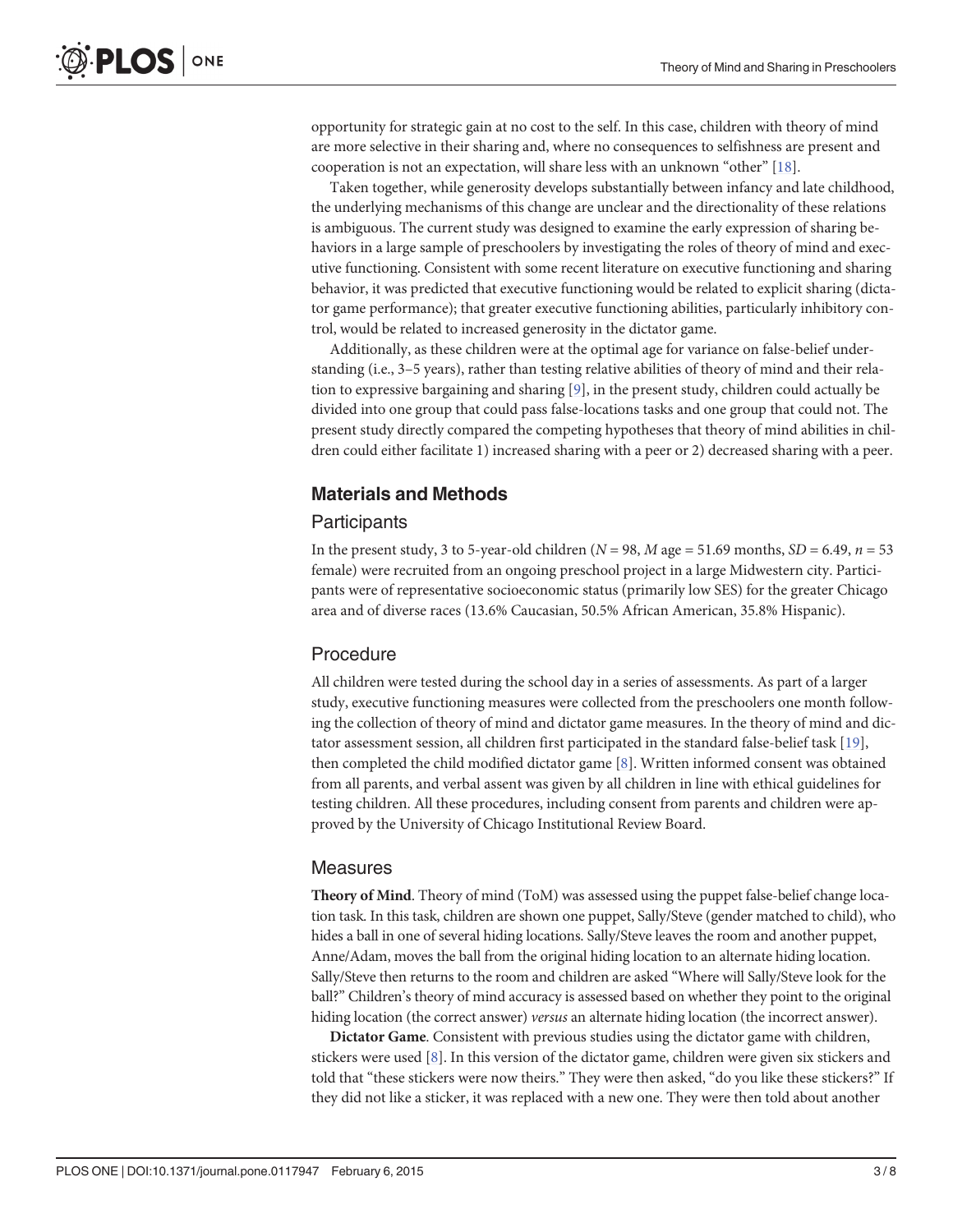opportunity for strategic gain at no cost to the self. In this case, children with theory of mind are more selective in their sharing and, where no consequences to selfishness are present and cooperation is not an expectation, will share less with an unknown "other" [18].

Taken together, while generosity develops substantially between infancy and late childhood, the underlying mechanisms of this change are unclear and the directionality of these relations is ambiguous. The current study was designed to examine the early expression of sharing behaviors in a large sample of preschoolers by investigating the roles of theory of mind and executive functioning. Consistent with some recent literature on executive functioning and sharing behavior, it was predicted that executive functioning would be related to explicit sharing (dictator game performance); that greater executive functioning abilities, particularly inhibitory control, would be related to increased generosity in the dictator game.

Additionally, as these children were at the optimal age for variance on false-belief understanding (i.e., 3–5 years), rather than testing relative abilities of theory of mind and their relation to expressive bargaining and sharing [9], in the present study, children could actually be divided into one group that could pass false-locations tasks and one group that could not. The present study directly compared the competing hypotheses that theory of mind abilities in children could either facilitate 1) increased sharing with a peer or 2) decreased sharing with a peer.

## Materials and Methods

### Participants

In the present study, 3 to 5-year-old children ($N = 98$, $M$ age = 51.69 months, $SD = 6.49$, $n = 53$ female) were recruited from an ongoing preschool project in a large Midwestern city. Participants were of representative socioeconomic status (primarily low SES) for the greater Chicago area and of diverse races (13.6% Caucasian, 50.5% African American, 35.8% Hispanic).

### Procedure

All children were tested during the school day in a series of assessments. As part of a larger study, executive functioning measures were collected from the preschoolers one month following the collection of theory of mind and dictator game measures. In the theory of mind and dictator assessment session, all children first participated in the standard false-belief task [19], then completed the child modified dictator game [8]. Written informed consent was obtained from all parents, and verbal assent was given by all children in line with ethical guidelines for testing children. All these procedures, including consent from parents and children were approved by the University of Chicago Institutional Review Board.

### Measures

**Theory of Mind**. Theory of mind (ToM) was assessed using the puppet false-belief change location task. In this task, children are shown one puppet, Sally/Steve (gender matched to child), who hides a ball in one of several hiding locations. Sally/Steve leaves the room and another puppet, Anne/Adam, moves the ball from the original hiding location to an alternate hiding location. Sally/Steve then returns to the room and children are asked "Where will Sally/Steve look for the ball?" Children's theory of mind accuracy is assessed based on whether they point to the original hiding location (the correct answer) *versus* an alternate hiding location (the incorrect answer).

**Dictator Game**. Consistent with previous studies using the dictator game with children, stickers were used [8]. In this version of the dictator game, children were given six stickers and told that "these stickers were now theirs." They were then asked, "do you like these stickers?" If they did not like a sticker, it was replaced with a new one. They were then told about another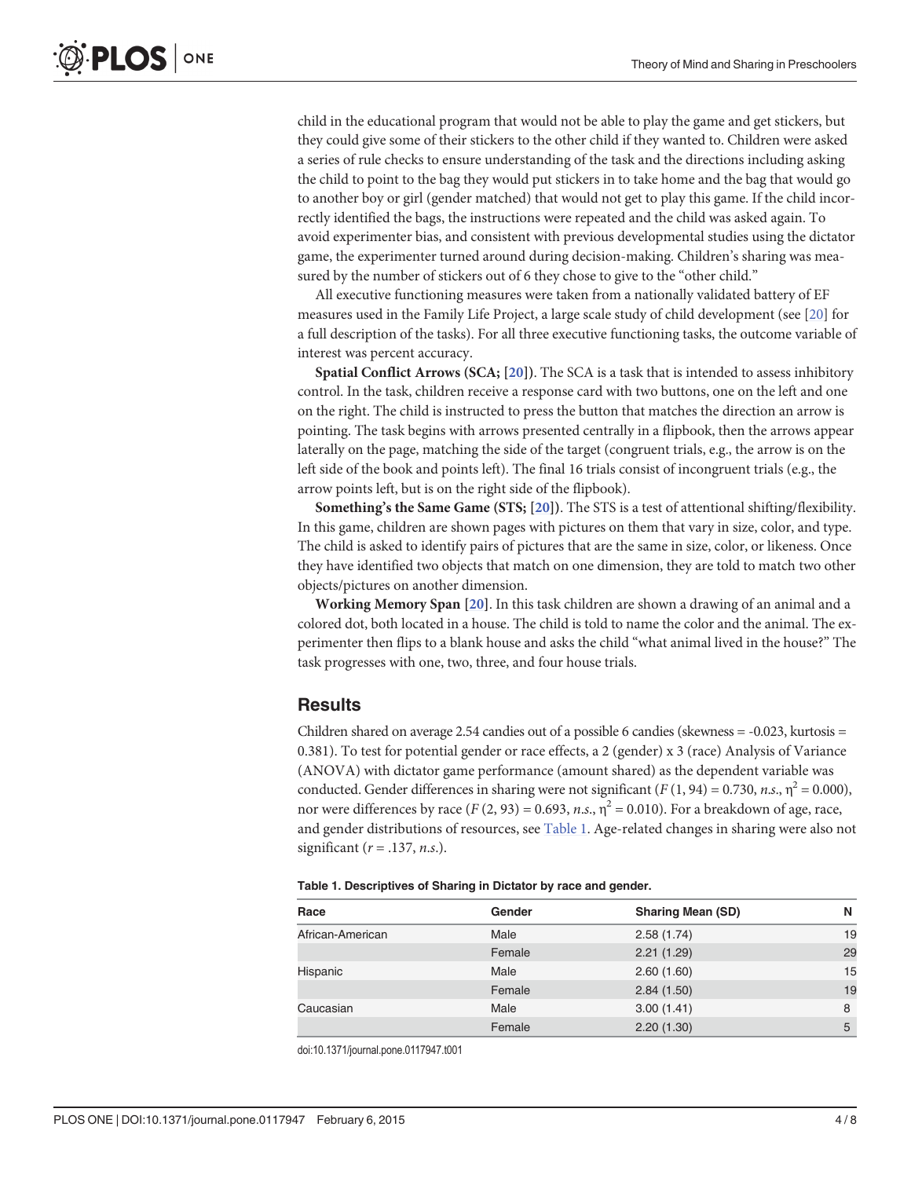child in the educational program that would not be able to play the game and get stickers, but they could give some of their stickers to the other child if they wanted to. Children were asked a series of rule checks to ensure understanding of the task and the directions including asking the child to point to the bag they would put stickers in to take home and the bag that would go to another boy or girl (gender matched) that would not get to play this game. If the child incorrectly identified the bags, the instructions were repeated and the child was asked again. To avoid experimenter bias, and consistent with previous developmental studies using the dictator game, the experimenter turned around during decision-making. Children's sharing was measured by the number of stickers out of 6 they chose to give to the "other child."

All executive functioning measures were taken from a nationally validated battery of EF measures used in the Family Life Project, a large scale study of child development (see [20] for a full description of the tasks). For all three executive functioning tasks, the outcome variable of interest was percent accuracy.

**Spatial Conflict Arrows (SCA; [20]).** The SCA is a task that is intended to assess inhibitory control. In the task, children receive a response card with two buttons, one on the left and one on the right. The child is instructed to press the button that matches the direction an arrow is pointing. The task begins with arrows presented centrally in a flipbook, then the arrows appear laterally on the page, matching the side of the target (congruent trials, e.g., the arrow is on the left side of the book and points left). The final 16 trials consist of incongruent trials (e.g., the arrow points left, but is on the right side of the flipbook).

**Something's the Same Game (STS; [20]).** The STS is a test of attentional shifting/flexibility. In this game, children are shown pages with pictures on them that vary in size, color, and type. The child is asked to identify pairs of pictures that are the same in size, color, or likeness. Once they have identified two objects that match on one dimension, they are told to match two other objects/pictures on another dimension.

**Working Memory Span [20].** In this task children are shown a drawing of an animal and a colored dot, both located in a house. The child is told to name the color and the animal. The experimenter then flips to a blank house and asks the child "what animal lived in the house?" The task progresses with one, two, three, and four house trials.

## Results

Children shared on average 2.54 candies out of a possible 6 candies (skewness = -0.023, kurtosis = 0.381). To test for potential gender or race effects, a 2 (gender) x 3 (race) Analysis of Variance (ANOVA) with dictator game performance (amount shared) as the dependent variable was conducted. Gender differences in sharing were not significant ($F(1, 94) = 0.730$, *n.s.*, $\eta^2 = 0.000$), nor were differences by race ($F(2, 93) = 0.693$, *n.s.*, $\eta^2 = 0.010$). For a breakdown of age, race, and gender distributions of resources, see Table 1. Age-related changes in sharing were also not significant ($r = .137$, *n.s.*).

**Table 1. Descriptives of Sharing in Dictator by race and gender.**

| Race | Gender | Sharing Mean (SD) | N |
|---|---|---|---|
| African-American | Male | 2.58 (1.74) | 19 |
| | Female | 2.21 (1.29) | 29 |
| Hispanic | Male | 2.60 (1.60) | 15 |
| | Female | 2.84 (1.50) | 19 |
| Caucasian | Male | 3.00 (1.41) | 8 |
| | Female | 2.20 (1.30) | 5 |

doi:10.1371/journal.pone.0117947.t001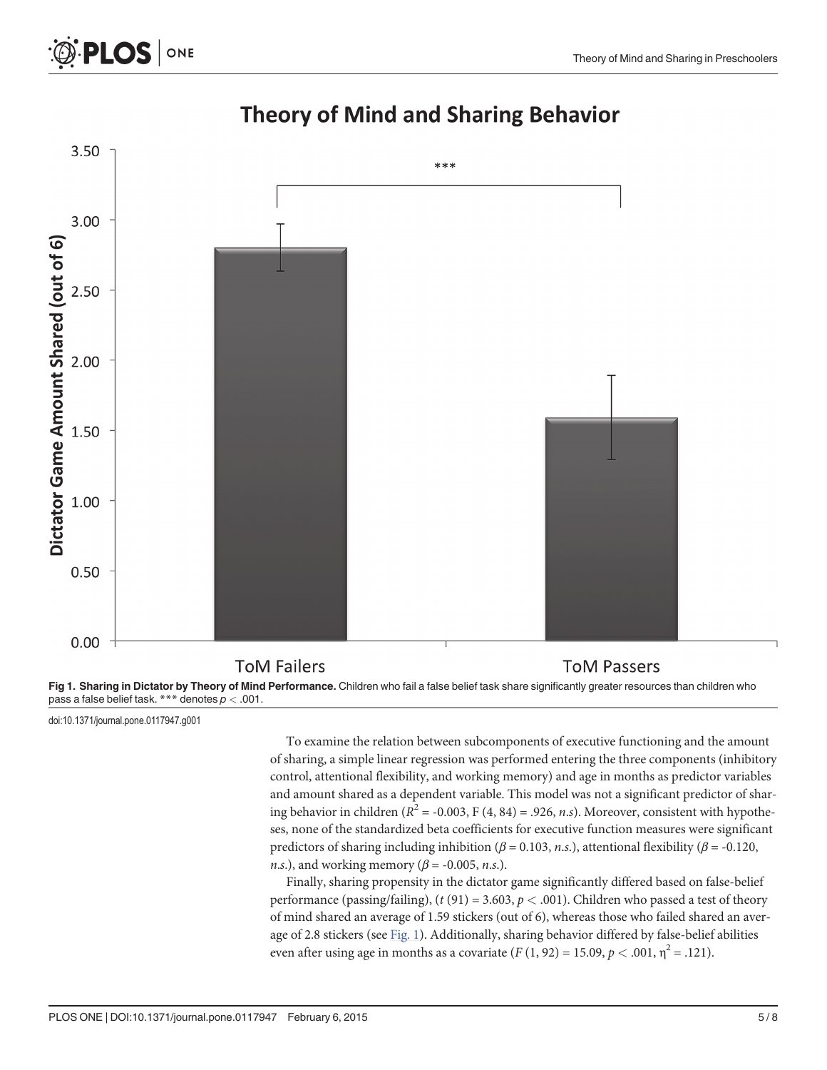Fig 1. Sharing in Dictator by Theory of Mind Performance. Children who fail a false belief task share significantly greater resources than children who pass a false belief task. *** denotes $p < .001$.

doi:10.1371/journal.pone.0117947.g001

To examine the relation between subcomponents of executive functioning and the amount of sharing, a simple linear regression was performed entering the three components (inhibitory control, attentional flexibility, and working memory) and age in months as predictor variables and amount shared as a dependent variable. This model was not a significant predictor of sharing behavior in children ($R^2 = -0.003$, $F(4, 84) = .926$, *n.s*). Moreover, consistent with hypotheses, none of the standardized beta coefficients for executive function measures were significant predictors of sharing including inhibition ($\beta = 0.103$, *n.s.*), attentional flexibility ($\beta = -0.120$, *n.s.*), and working memory ($\beta = -0.005$, *n.s.*).

Finally, sharing propensity in the dictator game significantly differed based on false-belief performance (passing/failing), ($t(91) = 3.603$, $p < .001$). Children who passed a test of theory of mind shared an average of 1.59 stickers (out of 6), whereas those who failed shared an average of 2.8 stickers (see Fig. 1). Additionally, sharing behavior differed by false-belief abilities even after using age in months as a covariate ($F(1, 92) = 15.09$, $p < .001$, $\eta^2 = .121$).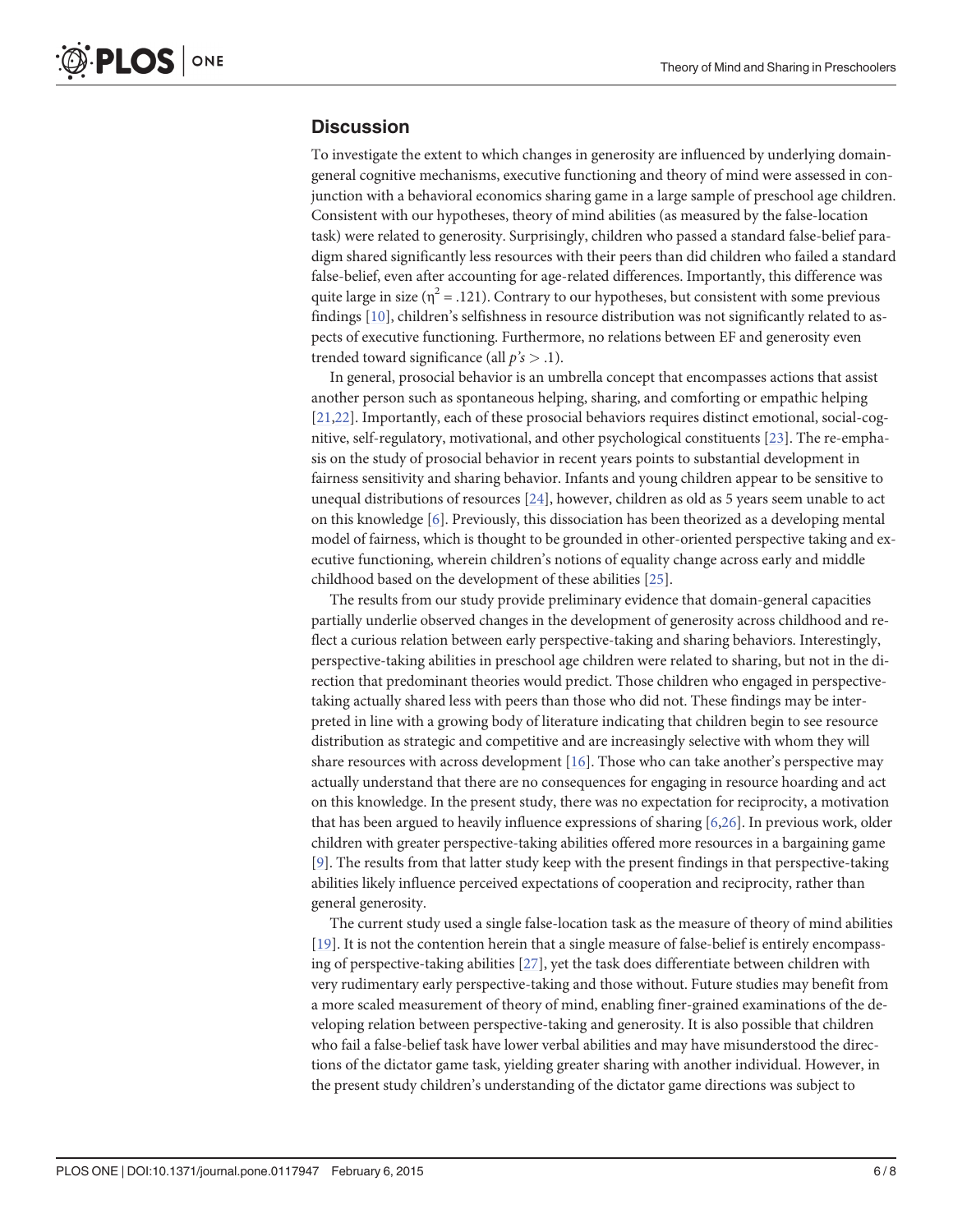## Discussion

To investigate the extent to which changes in generosity are influenced by underlying domain-general cognitive mechanisms, executive functioning and theory of mind were assessed in conjunction with a behavioral economics sharing game in a large sample of preschool age children. Consistent with our hypotheses, theory of mind abilities (as measured by the false-location task) were related to generosity. Surprisingly, children who passed a standard false-belief paradigm shared significantly less resources with their peers than did children who failed a standard false-belief, even after accounting for age-related differences. Importantly, this difference was quite large in size ($\eta^2 = .121$). Contrary to our hypotheses, but consistent with some previous findings [10], children's selfishness in resource distribution was not significantly related to aspects of executive functioning. Furthermore, no relations between EF and generosity even trended toward significance (all $p$'s $> .1$).

In general, prosocial behavior is an umbrella concept that encompasses actions that assist another person such as spontaneous helping, sharing, and comforting or empathic helping [21,22]. Importantly, each of these prosocial behaviors requires distinct emotional, social-cognitive, self-regulatory, motivational, and other psychological constituents [23]. The re-emphasis on the study of prosocial behavior in recent years points to substantial development in fairness sensitivity and sharing behavior. Infants and young children appear to be sensitive to unequal distributions of resources [24], however, children as old as 5 years seem unable to act on this knowledge [6]. Previously, this dissociation has been theorized as a developing mental model of fairness, which is thought to be grounded in other-oriented perspective taking and executive functioning, wherein children's notions of equality change across early and middle childhood based on the development of these abilities [25].

The results from our study provide preliminary evidence that domain-general capacities partially underlie observed changes in the development of generosity across childhood and reflect a curious relation between early perspective-taking and sharing behaviors. Interestingly, perspective-taking abilities in preschool age children were related to sharing, but not in the direction that predominant theories would predict. Those children who engaged in perspective-taking actually shared less with peers than those who did not. These findings may be interpreted in line with a growing body of literature indicating that children begin to see resource distribution as strategic and competitive and are increasingly selective with whom they will share resources with across development [16]. Those who can take another's perspective may actually understand that there are no consequences for engaging in resource hoarding and act on this knowledge. In the present study, there was no expectation for reciprocity, a motivation that has been argued to heavily influence expressions of sharing [6,26]. In previous work, older children with greater perspective-taking abilities offered more resources in a bargaining game [9]. The results from that latter study keep with the present findings in that perspective-taking abilities likely influence perceived expectations of cooperation and reciprocity, rather than general generosity.

The current study used a single false-location task as the measure of theory of mind abilities [19]. It is not the contention herein that a single measure of false-belief is entirely encompassing of perspective-taking abilities [27], yet the task does differentiate between children with very rudimentary early perspective-taking and those without. Future studies may benefit from a more scaled measurement of theory of mind, enabling finer-grained examinations of the developing relation between perspective-taking and generosity. It is also possible that children who fail a false-belief task have lower verbal abilities and may have misunderstood the directions of the dictator game task, yielding greater sharing with another individual. However, in the present study children's understanding of the dictator game directions was subject to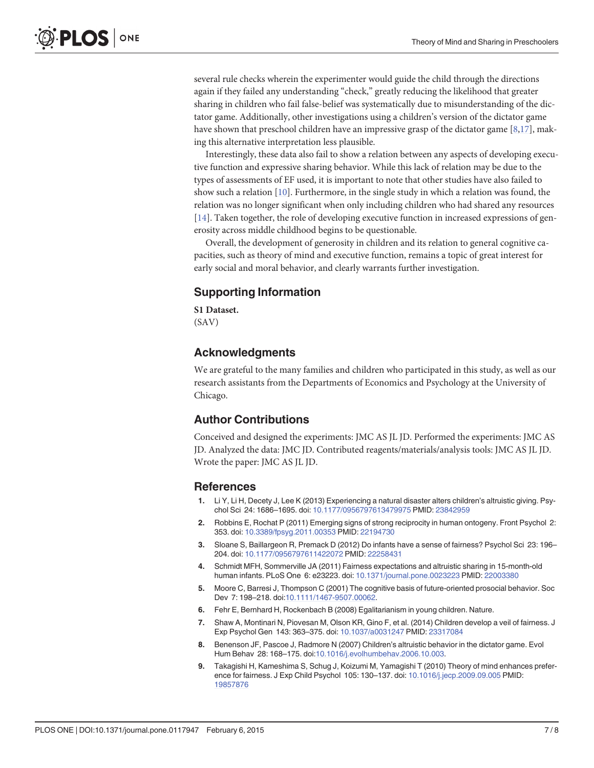several rule checks wherein the experimenter would guide the child through the directions again if they failed any understanding "check," greatly reducing the likelihood that greater sharing in children who fail false-belief was systematically due to misunderstanding of the dictator game. Additionally, other investigations using a children's version of the dictator game have shown that preschool children have an impressive grasp of the dictator game [8,17], making this alternative interpretation less plausible.

Interestingly, these data also fail to show a relation between any aspects of developing executive function and expressive sharing behavior. While this lack of relation may be due to the types of assessments of EF used, it is important to note that other studies have also failed to show such a relation [10]. Furthermore, in the single study in which a relation was found, the relation was no longer significant when only including children who had shared any resources [14]. Taken together, the role of developing executive function in increased expressions of generosity across middle childhood begins to be questionable.

Overall, the development of generosity in children and its relation to general cognitive capacities, such as theory of mind and executive function, remains a topic of great interest for early social and moral behavior, and clearly warrants further investigation.

## Supporting Information

**S1 Dataset.**
(SAV)

## Acknowledgments

We are grateful to the many families and children who participated in this study, as well as our research assistants from the Departments of Economics and Psychology at the University of Chicago.

## Author Contributions

Conceived and designed the experiments: JMC AS JL JD. Performed the experiments: JMC AS JD. Analyzed the data: JMC JD. Contributed reagents/materials/analysis tools: JMC AS JL JD. Wrote the paper: JMC AS JL JD.

## References

1. Li Y, Li H, Decety J, Lee K (2013) Experiencing a natural disaster alters children's altruistic giving. Psychol Sci 24: 1686–1695. doi: 10.1177/0956797613479975 PMID: 23842959
2. Robbins E, Rochat P (2011) Emerging signs of strong reciprocity in human ontogeny. Front Psychol 2: 353. doi: 10.3389/fpsyg.2011.00353 PMID: 22194730
3. Sloane S, Baillargeon R, Premack D (2012) Do infants have a sense of fairness? Psychol Sci 23: 196–204. doi: 10.1177/0956797611422072 PMID: 22258431
4. Schmidt MFH, Sommerville JA (2011) Fairness expectations and altruistic sharing in 15-month-old human infants. PLoS One 6: e23223. doi: 10.1371/journal.pone.0023223 PMID: 22003380
5. Moore C, Barresi J, Thompson C (2001) The cognitive basis of future-oriented prosocial behavior. Soc Dev 7: 198–218. doi:10.1111/1467-9507.00062.
6. Fehr E, Bernhard H, Rockenbach B (2008) Egalitarianism in young children. Nature.
7. Shaw A, Montinari N, Piovesan M, Olson KR, Gino F, et al. (2014) Children develop a veil of fairness. J Exp Psychol Gen 143: 363–375. doi: 10.1037/a0031247 PMID: 23317084
8. Benenson JF, Pascoe J, Radmore N (2007) Children's altruistic behavior in the dictator game. Evol Hum Behav 28: 168–175. doi:10.1016/j.evolhumbehav.2006.10.003.
9. Takagishi H, Kameshima S, Schug J, Koizumi M, Yamagishi T (2010) Theory of mind enhances preference for fairness. J Exp Child Psychol 105: 130–137. doi: 10.1016/j.jecp.2009.09.005 PMID: 19857876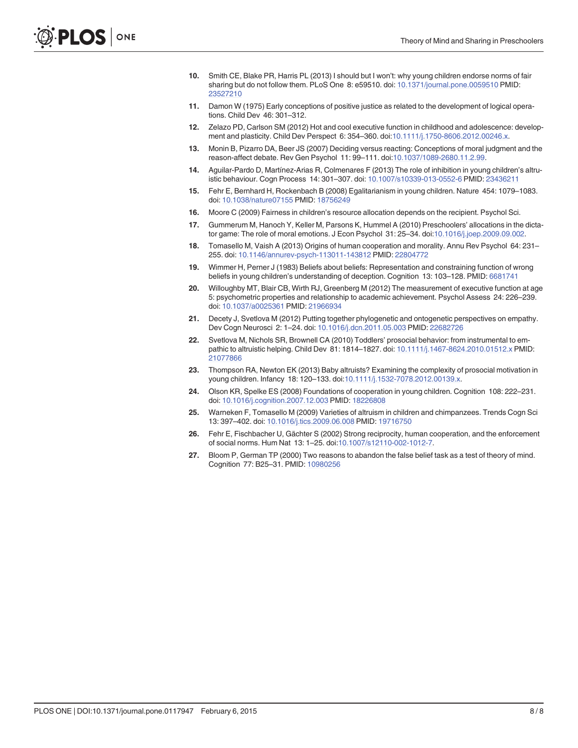10. Smith CE, Blake PR, Harris PL (2013) I should but I won't: why young children endorse norms of fair sharing but do not follow them. PLoS One 8: e59510. doi: 10.1371/journal.pone.0059510 PMID: 23527210
11. Damon W (1975) Early conceptions of positive justice as related to the development of logical operations. Child Dev 46: 301–312.
12. Zelazo PD, Carlson SM (2012) Hot and cool executive function in childhood and adolescence: development and plasticity. Child Dev Perspect 6: 354–360. doi:10.1111/j.1750-8606.2012.00246.x.
13. Monin B, Pizarro DA, Beer JS (2007) Deciding versus reacting: Conceptions of moral judgment and the reason-affect debate. Rev Gen Psychol 11: 99–111. doi:10.1037/1089-2680.11.2.99.
14. Aguilar-Pardo D, Martínez-Arias R, Colmenares F (2013) The role of inhibition in young children's altruistic behaviour. Cogn Process 14: 301–307. doi: 10.1007/s10339-013-0552-6 PMID: 23436211
15. Fehr E, Bernhard H, Rockenbach B (2008) Egalitarianism in young children. Nature 454: 1079–1083. doi: 10.1038/nature07155 PMID: 18756249
16. Moore C (2009) Fairness in children's resource allocation depends on the recipient. Psychol Sci.
17. Gummerum M, Hanoch Y, Keller M, Parsons K, Hummel A (2010) Preschoolers' allocations in the dictator game: The role of moral emotions. J Econ Psychol 31: 25–34. doi:10.1016/j.joep.2009.09.002.
18. Tomasello M, Vaish A (2013) Origins of human cooperation and morality. Annu Rev Psychol 64: 231–255. doi: 10.1146/annurev-psych-113011-143812 PMID: 22804772
19. Wimmer H, Perner J (1983) Beliefs about beliefs: Representation and constraining function of wrong beliefs in young children's understanding of deception. Cognition 13: 103–128. PMID: 6681741
20. Willoughby MT, Blair CB, Wirth RJ, Greenberg M (2012) The measurement of executive function at age 5: psychometric properties and relationship to academic achievement. Psychol Assess 24: 226–239. doi: 10.1037/a0025361 PMID: 21966934
21. Decety J, Svetlova M (2012) Putting together phylogenetic and ontogenetic perspectives on empathy. Dev Cogn Neurosci 2: 1–24. doi: 10.1016/j.dcn.2011.05.003 PMID: 22682726
22. Svetlova M, Nichols SR, Brownell CA (2010) Toddlers' prosocial behavior: from instrumental to empathic to altruistic helping. Child Dev 81: 1814–1827. doi: 10.1111/j.1467-8624.2010.01512.x PMID: 21077866
23. Thompson RA, Newton EK (2013) Baby altruists? Examining the complexity of prosocial motivation in young children. Infancy 18: 120–133. doi:10.1111/j.1532-7078.2012.00139.x.
24. Olson KR, Spelke ES (2008) Foundations of cooperation in young children. Cognition 108: 222–231. doi: 10.1016/j.cognition.2007.12.003 PMID: 18226808
25. Warneken F, Tomasello M (2009) Varieties of altruism in children and chimpanzees. Trends Cogn Sci 13: 397–402. doi: 10.1016/j.tics.2009.06.008 PMID: 19716750
26. Fehr E, Fischbacher U, Gächter S (2002) Strong reciprocity, human cooperation, and the enforcement of social norms. Hum Nat 13: 1–25. doi:10.1007/s12110-002-1012-7.
27. Bloom P, German TP (2000) Two reasons to abandon the false belief task as a test of theory of mind. Cognition 77: B25–31. PMID: 10980256